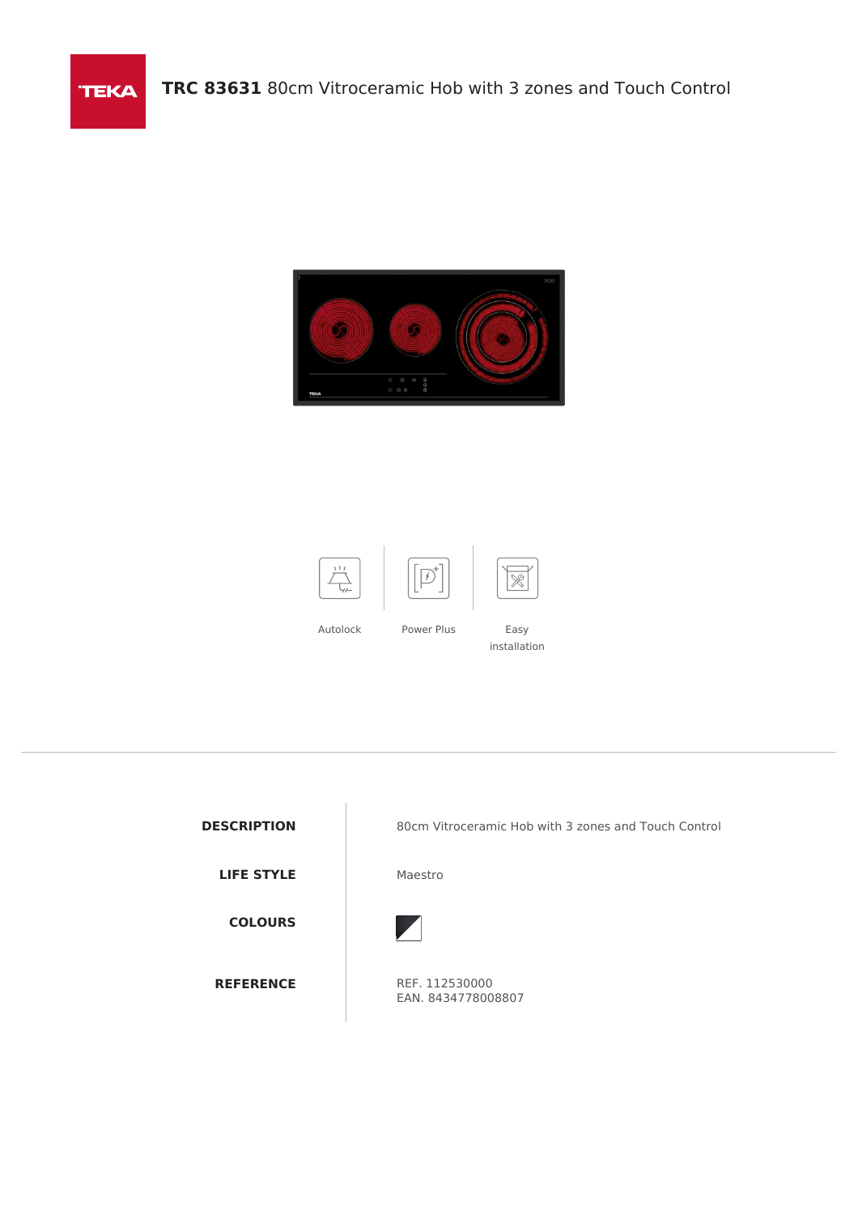# TRC 83631 80cm Vitroceramic Hob with 3 zones and Touch Control

Autolock

Power Plus

Easy installation

| | |
|---|---|
| **DESCRIPTION** | 80cm Vitroceramic Hob with 3 zones and Touch Control |
| **LIFE STYLE** | Maestro |
| **COLOURS** | |
| **REFERENCE** | REF. 112530000<br>EAN. 8434778008807 |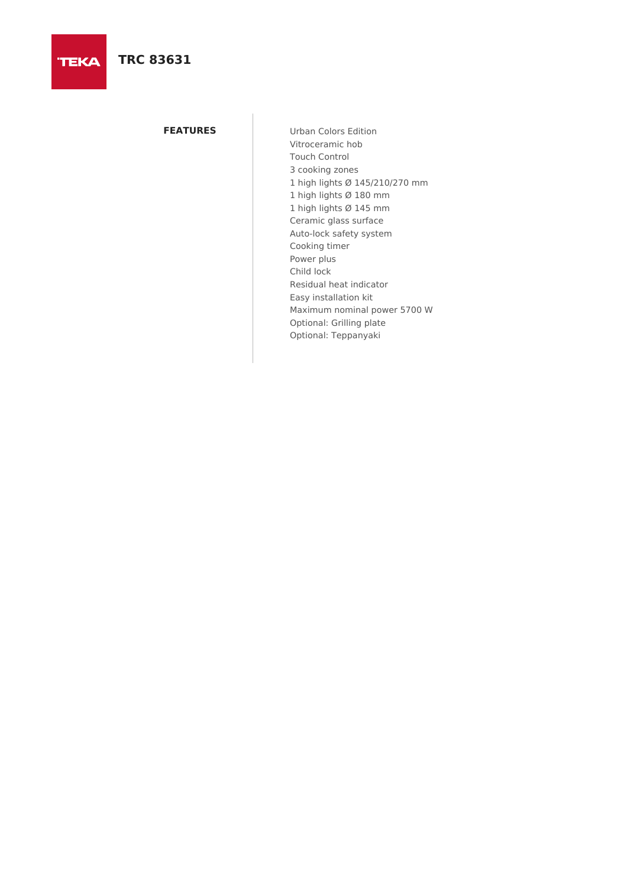TEKA

# TRC 83631

## FEATURES

- Urban Colors Edition
- Vitroceramic hob
- Touch Control
- 3 cooking zones
- 1 high lights Ø 145/210/270 mm
- 1 high lights Ø 180 mm
- 1 high lights Ø 145 mm
- Ceramic glass surface
- Auto-lock safety system
- Cooking timer
- Power plus
- Child lock
- Residual heat indicator
- Easy installation kit
- Maximum nominal power 5700 W
- Optional: Grilling plate
- Optional: Teppanyaki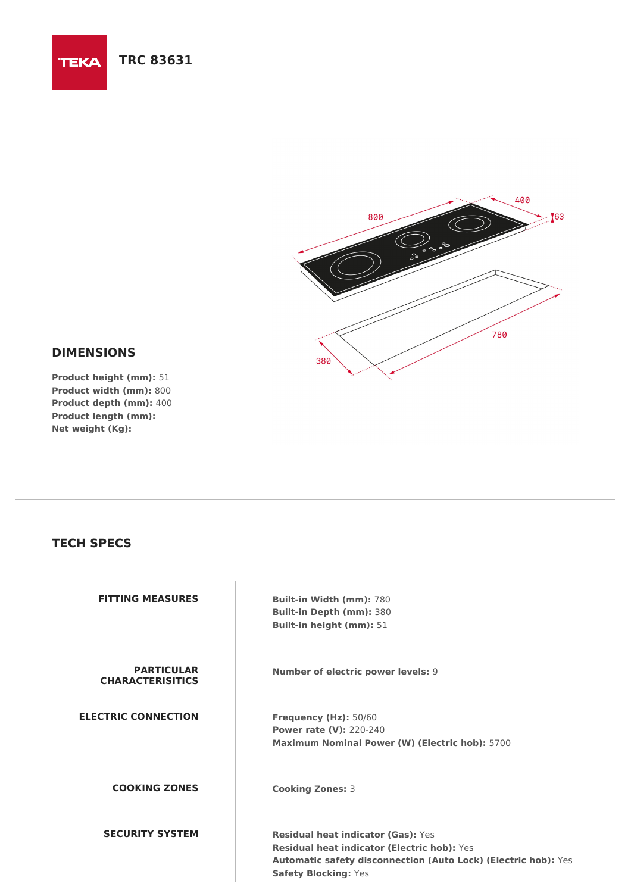TEKA

# TRC 83631

## DIMENSIONS

**Product height (mm):** 51
**Product width (mm):** 800
**Product depth (mm):** 400
**Product length (mm):**
**Net weight (Kg):**

## TECH SPECS

| | |
|---|---|
| **FITTING MEASURES** | **Built-in Width (mm):** 780<br>**Built-in Depth (mm):** 380<br>**Built-in height (mm):** 51 |
| **PARTICULAR CHARACTERISITICS** | **Number of electric power levels:** 9 |
| **ELECTRIC CONNECTION** | **Frequency (Hz):** 50/60<br>**Power rate (V):** 220-240<br>**Maximum Nominal Power (W) (Electric hob):** 5700 |
| **COOKING ZONES** | **Cooking Zones:** 3 |
| **SECURITY SYSTEM** | **Residual heat indicator (Gas):** Yes<br>**Residual heat indicator (Electric hob):** Yes<br>**Automatic safety disconnection (Auto Lock) (Electric hob):** Yes<br>**Safety Blocking:** Yes |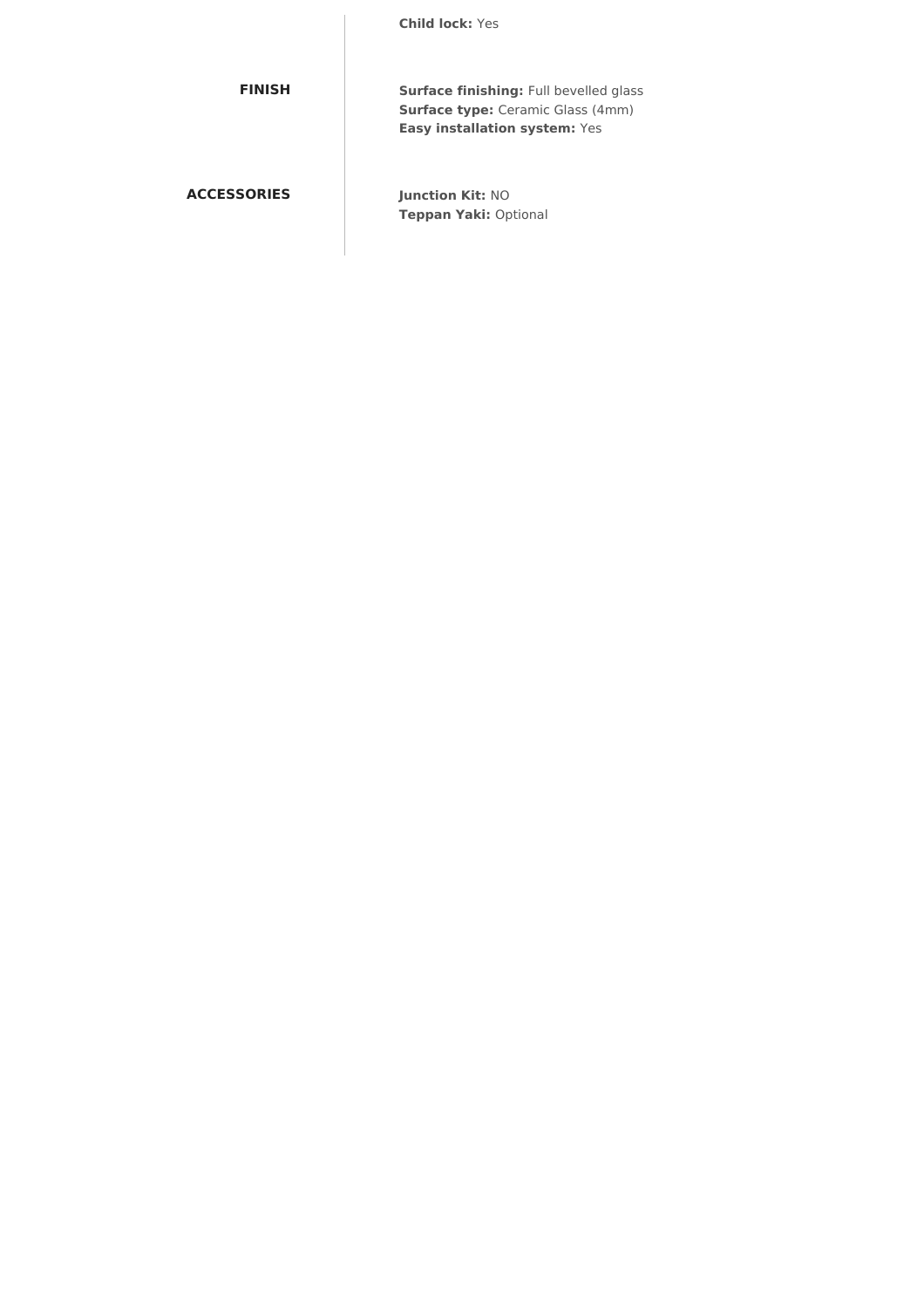**Child lock:** Yes

## FINISH

**Surface finishing:** Full bevelled glass
**Surface type:** Ceramic Glass (4mm)
**Easy installation system:** Yes

## ACCESSORIES

**Junction Kit:** NO
**Teppan Yaki:** Optional